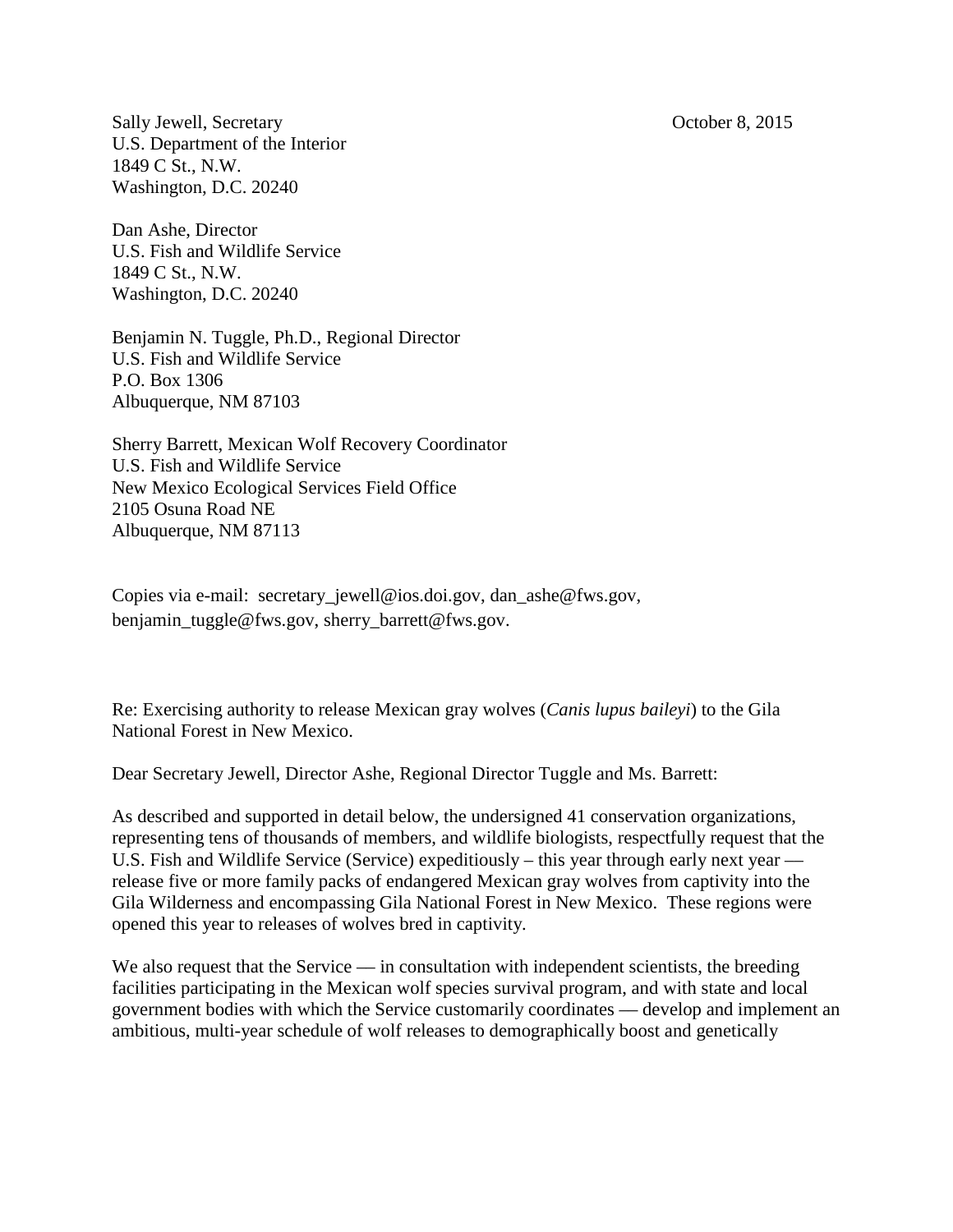Sally Jewell, Secretary  
U.S. Department of the Interior  
1849 C St., N.W.  
Washington, D.C. 20240

October 8, 2015

Dan Ashe, Director  
U.S. Fish and Wildlife Service  
1849 C St., N.W.  
Washington, D.C. 20240

Benjamin N. Tuggle, Ph.D., Regional Director  
U.S. Fish and Wildlife Service  
P.O. Box 1306  
Albuquerque, NM 87103

Sherry Barrett, Mexican Wolf Recovery Coordinator  
U.S. Fish and Wildlife Service  
New Mexico Ecological Services Field Office  
2105 Osuna Road NE  
Albuquerque, NM 87113

Copies via e-mail: secretary_jewell@ios.doi.gov, dan_ashe@fws.gov, benjamin_tuggle@fws.gov, sherry_barrett@fws.gov.

Re: Exercising authority to release Mexican gray wolves (*Canis lupus baileyi*) to the Gila National Forest in New Mexico.

Dear Secretary Jewell, Director Ashe, Regional Director Tuggle and Ms. Barrett:

As described and supported in detail below, the undersigned 41 conservation organizations, representing tens of thousands of members, and wildlife biologists, respectfully request that the U.S. Fish and Wildlife Service (Service) expeditiously – this year through early next year — release five or more family packs of endangered Mexican gray wolves from captivity into the Gila Wilderness and encompassing Gila National Forest in New Mexico. These regions were opened this year to releases of wolves bred in captivity.

We also request that the Service — in consultation with independent scientists, the breeding facilities participating in the Mexican wolf species survival program, and with state and local government bodies with which the Service customarily coordinates — develop and implement an ambitious, multi-year schedule of wolf releases to demographically boost and genetically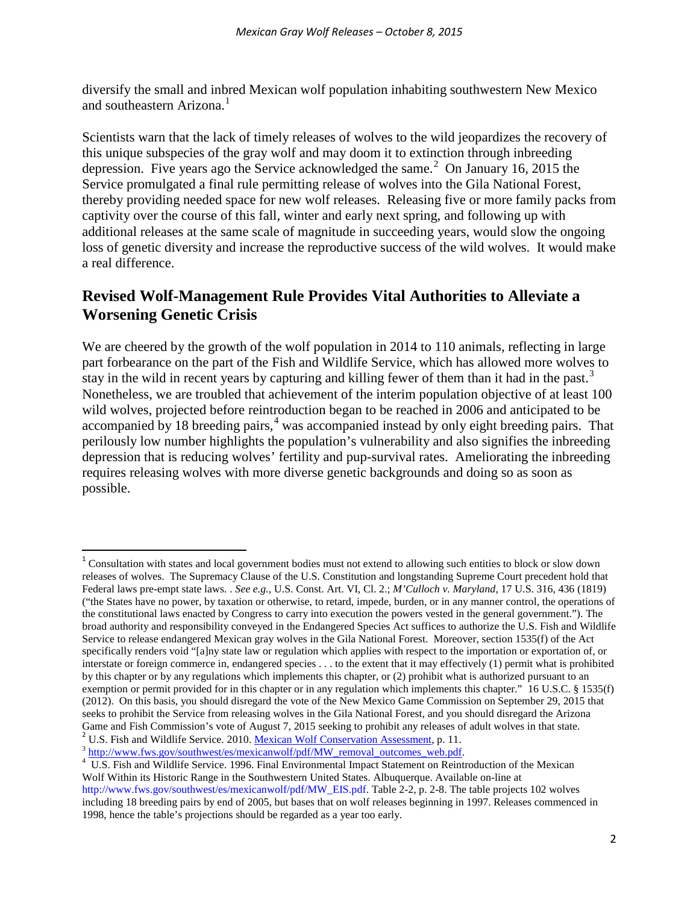diversify the small and inbred Mexican wolf population inhabiting southwestern New Mexico and southeastern Arizona.[1]

Scientists warn that the lack of timely releases of wolves to the wild jeopardizes the recovery of this unique subspecies of the gray wolf and may doom it to extinction through inbreeding depression. Five years ago the Service acknowledged the same.[2] On January 16, 2015 the Service promulgated a final rule permitting release of wolves into the Gila National Forest, thereby providing needed space for new wolf releases. Releasing five or more family packs from captivity over the course of this fall, winter and early next spring, and following up with additional releases at the same scale of magnitude in succeeding years, would slow the ongoing loss of genetic diversity and increase the reproductive success of the wild wolves. It would make a real difference.

## Revised Wolf-Management Rule Provides Vital Authorities to Alleviate a Worsening Genetic Crisis

We are cheered by the growth of the wolf population in 2014 to 110 animals, reflecting in large part forbearance on the part of the Fish and Wildlife Service, which has allowed more wolves to stay in the wild in recent years by capturing and killing fewer of them than it had in the past.[3] Nonetheless, we are troubled that achievement of the interim population objective of at least 100 wild wolves, projected before reintroduction began to be reached in 2006 and anticipated to be accompanied by 18 breeding pairs,[4] was accompanied instead by only eight breeding pairs. That perilously low number highlights the population's vulnerability and also signifies the inbreeding depression that is reducing wolves' fertility and pup-survival rates. Ameliorating the inbreeding requires releasing wolves with more diverse genetic backgrounds and doing so as soon as possible.

---

[1] Consultation with states and local government bodies must not extend to allowing such entities to block or slow down releases of wolves. The Supremacy Clause of the U.S. Constitution and longstanding Supreme Court precedent hold that Federal laws pre-empt state laws. . *See e.g.*, U.S. Const. Art. VI, Cl. 2.; *M'Culloch v. Maryland*, 17 U.S. 316, 436 (1819) ("the States have no power, by taxation or otherwise, to retard, impede, burden, or in any manner control, the operations of the constitutional laws enacted by Congress to carry into execution the powers vested in the general government."). The broad authority and responsibility conveyed in the Endangered Species Act suffices to authorize the U.S. Fish and Wildlife Service to release endangered Mexican gray wolves in the Gila National Forest. Moreover, section 1535(f) of the Act specifically renders void "[a]ny state law or regulation which applies with respect to the importation or exportation of, or interstate or foreign commerce in, endangered species . . . to the extent that it may effectively (1) permit what is prohibited by this chapter or by any regulations which implements this chapter, or (2) prohibit what is authorized pursuant to an exemption or permit provided for in this chapter or in any regulation which implements this chapter." 16 U.S.C. § 1535(f) (2012). On this basis, you should disregard the vote of the New Mexico Game Commission on September 29, 2015 that seeks to prohibit the Service from releasing wolves in the Gila National Forest, and you should disregard the Arizona Game and Fish Commission's vote of August 7, 2015 seeking to prohibit any releases of adult wolves in that state.

[2] U.S. Fish and Wildlife Service. 2010. Mexican Wolf Conservation Assessment, p. 11.

[3] http://www.fws.gov/southwest/es/mexicanwolf/pdf/MW_removal_outcomes_web.pdf.

[4] U.S. Fish and Wildlife Service. 1996. Final Environmental Impact Statement on Reintroduction of the Mexican Wolf Within its Historic Range in the Southwestern United States. Albuquerque. Available on-line at http://www.fws.gov/southwest/es/mexicanwolf/pdf/MW_EIS.pdf. Table 2-2, p. 2-8. The table projects 102 wolves including 18 breeding pairs by end of 2005, but bases that on wolf releases beginning in 1997. Releases commenced in 1998, hence the table's projections should be regarded as a year too early.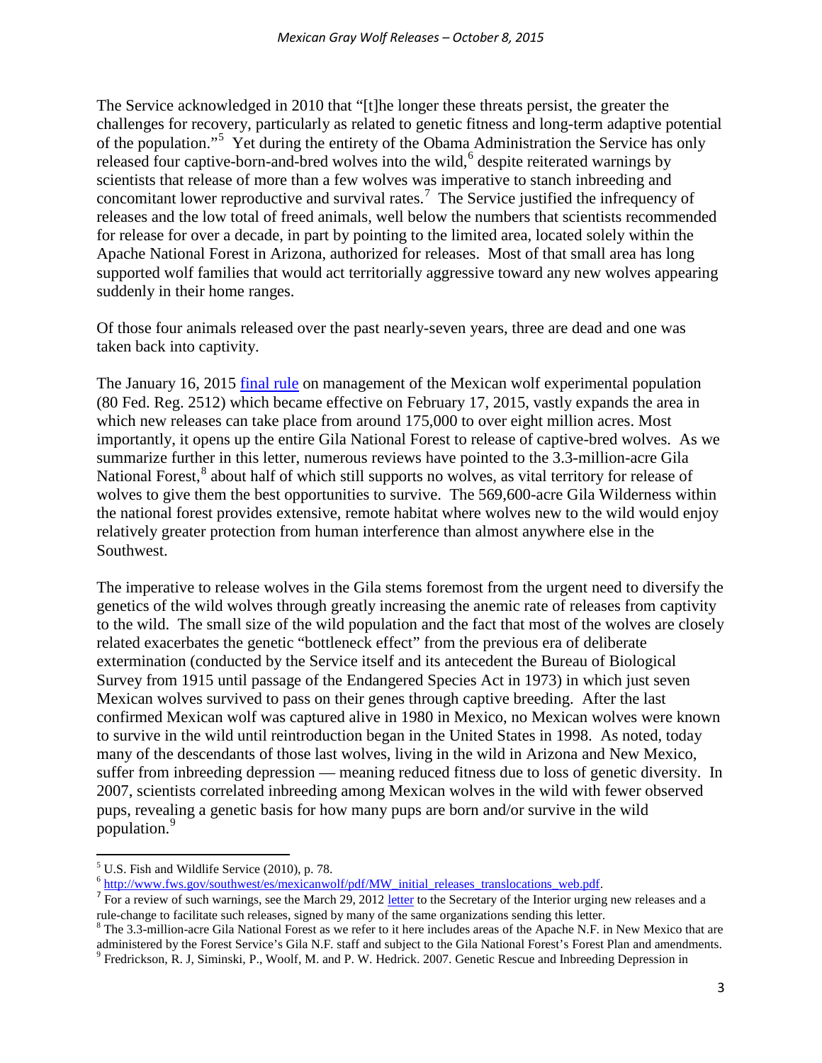The Service acknowledged in 2010 that "[t]he longer these threats persist, the greater the challenges for recovery, particularly as related to genetic fitness and long-term adaptive potential of the population."[5] Yet during the entirety of the Obama Administration the Service has only released four captive-born-and-bred wolves into the wild,[6] despite reiterated warnings by scientists that release of more than a few wolves was imperative to stanch inbreeding and concomitant lower reproductive and survival rates.[7] The Service justified the infrequency of releases and the low total of freed animals, well below the numbers that scientists recommended for release for over a decade, in part by pointing to the limited area, located solely within the Apache National Forest in Arizona, authorized for releases. Most of that small area has long supported wolf families that would act territorially aggressive toward any new wolves appearing suddenly in their home ranges.

Of those four animals released over the past nearly-seven years, three are dead and one was taken back into captivity.

The January 16, 2015 final rule on management of the Mexican wolf experimental population (80 Fed. Reg. 2512) which became effective on February 17, 2015, vastly expands the area in which new releases can take place from around 175,000 to over eight million acres. Most importantly, it opens up the entire Gila National Forest to release of captive-bred wolves. As we summarize further in this letter, numerous reviews have pointed to the 3.3-million-acre Gila National Forest,[8] about half of which still supports no wolves, as vital territory for release of wolves to give them the best opportunities to survive. The 569,600-acre Gila Wilderness within the national forest provides extensive, remote habitat where wolves new to the wild would enjoy relatively greater protection from human interference than almost anywhere else in the Southwest.

The imperative to release wolves in the Gila stems foremost from the urgent need to diversify the genetics of the wild wolves through greatly increasing the anemic rate of releases from captivity to the wild. The small size of the wild population and the fact that most of the wolves are closely related exacerbates the genetic "bottleneck effect" from the previous era of deliberate extermination (conducted by the Service itself and its antecedent the Bureau of Biological Survey from 1915 until passage of the Endangered Species Act in 1973) in which just seven Mexican wolves survived to pass on their genes through captive breeding. After the last confirmed Mexican wolf was captured alive in 1980 in Mexico, no Mexican wolves were known to survive in the wild until reintroduction began in the United States in 1998. As noted, today many of the descendants of those last wolves, living in the wild in Arizona and New Mexico, suffer from inbreeding depression — meaning reduced fitness due to loss of genetic diversity. In 2007, scientists correlated inbreeding among Mexican wolves in the wild with fewer observed pups, revealing a genetic basis for how many pups are born and/or survive in the wild population.[9]

---

[5] U.S. Fish and Wildlife Service (2010), p. 78.

[6] http://www.fws.gov/southwest/es/mexicanwolf/pdf/MW_initial_releases_translocations_web.pdf.

[7] For a review of such warnings, see the March 29, 2012 letter to the Secretary of the Interior urging new releases and a rule-change to facilitate such releases, signed by many of the same organizations sending this letter.

[8] The 3.3-million-acre Gila National Forest as we refer to it here includes areas of the Apache N.F. in New Mexico that are administered by the Forest Service's Gila N.F. staff and subject to the Gila National Forest's Forest Plan and amendments.

[9] Fredrickson, R. J, Siminski, P., Woolf, M. and P. W. Hedrick. 2007. Genetic Rescue and Inbreeding Depression in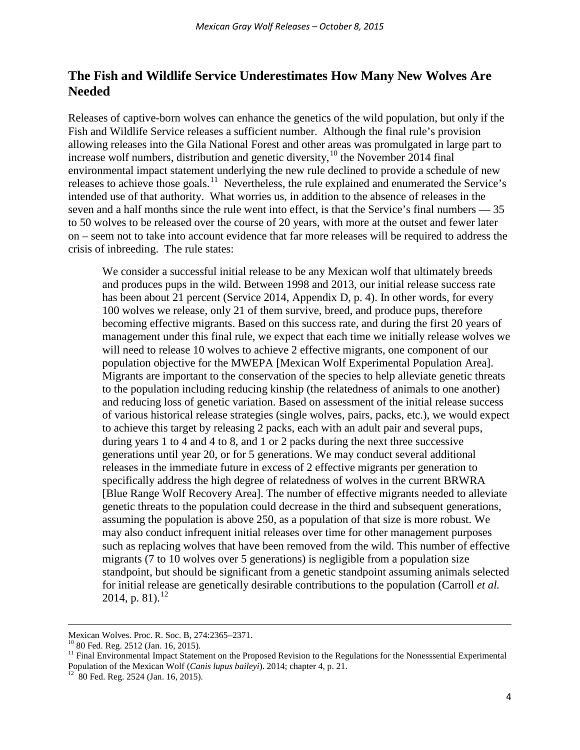## The Fish and Wildlife Service Underestimates How Many New Wolves Are Needed

Releases of captive-born wolves can enhance the genetics of the wild population, but only if the Fish and Wildlife Service releases a sufficient number. Although the final rule's provision allowing releases into the Gila National Forest and other areas was promulgated in large part to increase wolf numbers, distribution and genetic diversity,[10] the November 2014 final environmental impact statement underlying the new rule declined to provide a schedule of new releases to achieve those goals.[11] Nevertheless, the rule explained and enumerated the Service's intended use of that authority. What worries us, in addition to the absence of releases in the seven and a half months since the rule went into effect, is that the Service's final numbers — 35 to 50 wolves to be released over the course of 20 years, with more at the outset and fewer later on – seem not to take into account evidence that far more releases will be required to address the crisis of inbreeding. The rule states:

> We consider a successful initial release to be any Mexican wolf that ultimately breeds and produces pups in the wild. Between 1998 and 2013, our initial release success rate has been about 21 percent (Service 2014, Appendix D, p. 4). In other words, for every 100 wolves we release, only 21 of them survive, breed, and produce pups, therefore becoming effective migrants. Based on this success rate, and during the first 20 years of management under this final rule, we expect that each time we initially release wolves we will need to release 10 wolves to achieve 2 effective migrants, one component of our population objective for the MWEPA [Mexican Wolf Experimental Population Area]. Migrants are important to the conservation of the species to help alleviate genetic threats to the population including reducing kinship (the relatedness of animals to one another) and reducing loss of genetic variation. Based on assessment of the initial release success of various historical release strategies (single wolves, pairs, packs, etc.), we would expect to achieve this target by releasing 2 packs, each with an adult pair and several pups, during years 1 to 4 and 4 to 8, and 1 or 2 packs during the next three successive generations until year 20, or for 5 generations. We may conduct several additional releases in the immediate future in excess of 2 effective migrants per generation to specifically address the high degree of relatedness of wolves in the current BRWRA [Blue Range Wolf Recovery Area]. The number of effective migrants needed to alleviate genetic threats to the population could decrease in the third and subsequent generations, assuming the population is above 250, as a population of that size is more robust. We may also conduct infrequent initial releases over time for other management purposes such as replacing wolves that have been removed from the wild. This number of effective migrants (7 to 10 wolves over 5 generations) is negligible from a population size standpoint, but should be significant from a genetic standpoint assuming animals selected for initial release are genetically desirable contributions to the population (Carroll *et al.* 2014, p. 81).[12]

---

Mexican Wolves. Proc. R. Soc. B, 274:2365–2371.

[10] 80 Fed. Reg. 2512 (Jan. 16, 2015).

[11] Final Environmental Impact Statement on the Proposed Revision to the Regulations for the Nonesssential Experimental Population of the Mexican Wolf (*Canis lupus baileyi*). 2014; chapter 4, p. 21.

[12] 80 Fed. Reg. 2524 (Jan. 16, 2015).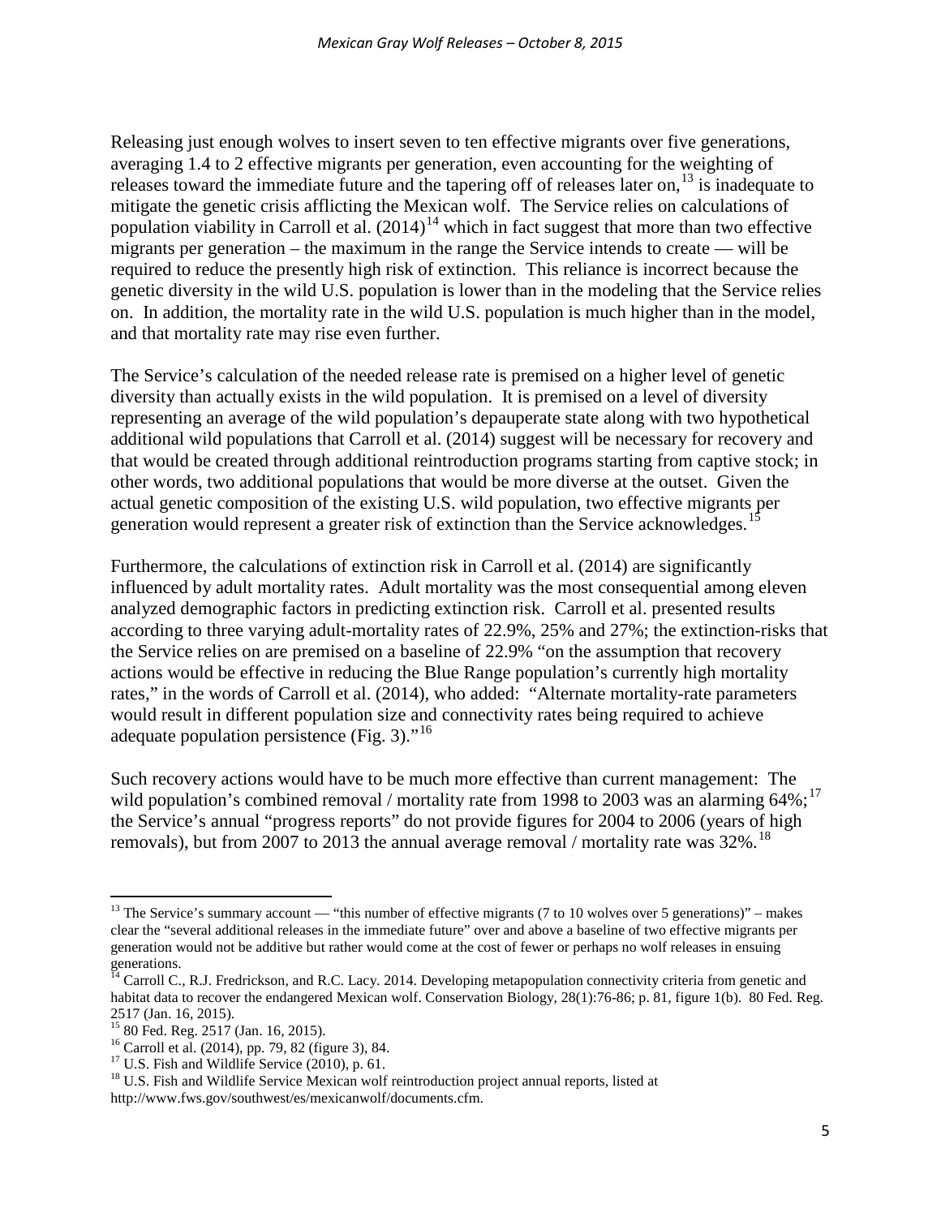Releasing just enough wolves to insert seven to ten effective migrants over five generations, averaging 1.4 to 2 effective migrants per generation, even accounting for the weighting of releases toward the immediate future and the tapering off of releases later on,[13] is inadequate to mitigate the genetic crisis afflicting the Mexican wolf. The Service relies on calculations of population viability in Carroll et al. (2014)[14] which in fact suggest that more than two effective migrants per generation – the maximum in the range the Service intends to create — will be required to reduce the presently high risk of extinction. This reliance is incorrect because the genetic diversity in the wild U.S. population is lower than in the modeling that the Service relies on. In addition, the mortality rate in the wild U.S. population is much higher than in the model, and that mortality rate may rise even further.

The Service's calculation of the needed release rate is premised on a higher level of genetic diversity than actually exists in the wild population. It is premised on a level of diversity representing an average of the wild population's depauperate state along with two hypothetical additional wild populations that Carroll et al. (2014) suggest will be necessary for recovery and that would be created through additional reintroduction programs starting from captive stock; in other words, two additional populations that would be more diverse at the outset. Given the actual genetic composition of the existing U.S. wild population, two effective migrants per generation would represent a greater risk of extinction than the Service acknowledges.[15]

Furthermore, the calculations of extinction risk in Carroll et al. (2014) are significantly influenced by adult mortality rates. Adult mortality was the most consequential among eleven analyzed demographic factors in predicting extinction risk. Carroll et al. presented results according to three varying adult-mortality rates of 22.9%, 25% and 27%; the extinction-risks that the Service relies on are premised on a baseline of 22.9% "on the assumption that recovery actions would be effective in reducing the Blue Range population's currently high mortality rates," in the words of Carroll et al. (2014), who added: "Alternate mortality-rate parameters would result in different population size and connectivity rates being required to achieve adequate population persistence (Fig. 3)."[16]

Such recovery actions would have to be much more effective than current management: The wild population's combined removal / mortality rate from 1998 to 2003 was an alarming 64%;[17] the Service's annual "progress reports" do not provide figures for 2004 to 2006 (years of high removals), but from 2007 to 2013 the annual average removal / mortality rate was 32%.[18]

---

[13] The Service's summary account — "this number of effective migrants (7 to 10 wolves over 5 generations)" – makes clear the "several additional releases in the immediate future" over and above a baseline of two effective migrants per generation would not be additive but rather would come at the cost of fewer or perhaps no wolf releases in ensuing generations.

[14] Carroll C., R.J. Fredrickson, and R.C. Lacy. 2014. Developing metapopulation connectivity criteria from genetic and habitat data to recover the endangered Mexican wolf. Conservation Biology, 28(1):76-86; p. 81, figure 1(b). 80 Fed. Reg. 2517 (Jan. 16, 2015).

[15] 80 Fed. Reg. 2517 (Jan. 16, 2015).

[16] Carroll et al. (2014), pp. 79, 82 (figure 3), 84.

[17] U.S. Fish and Wildlife Service (2010), p. 61.

[18] U.S. Fish and Wildlife Service Mexican wolf reintroduction project annual reports, listed at http://www.fws.gov/southwest/es/mexicanwolf/documents.cfm.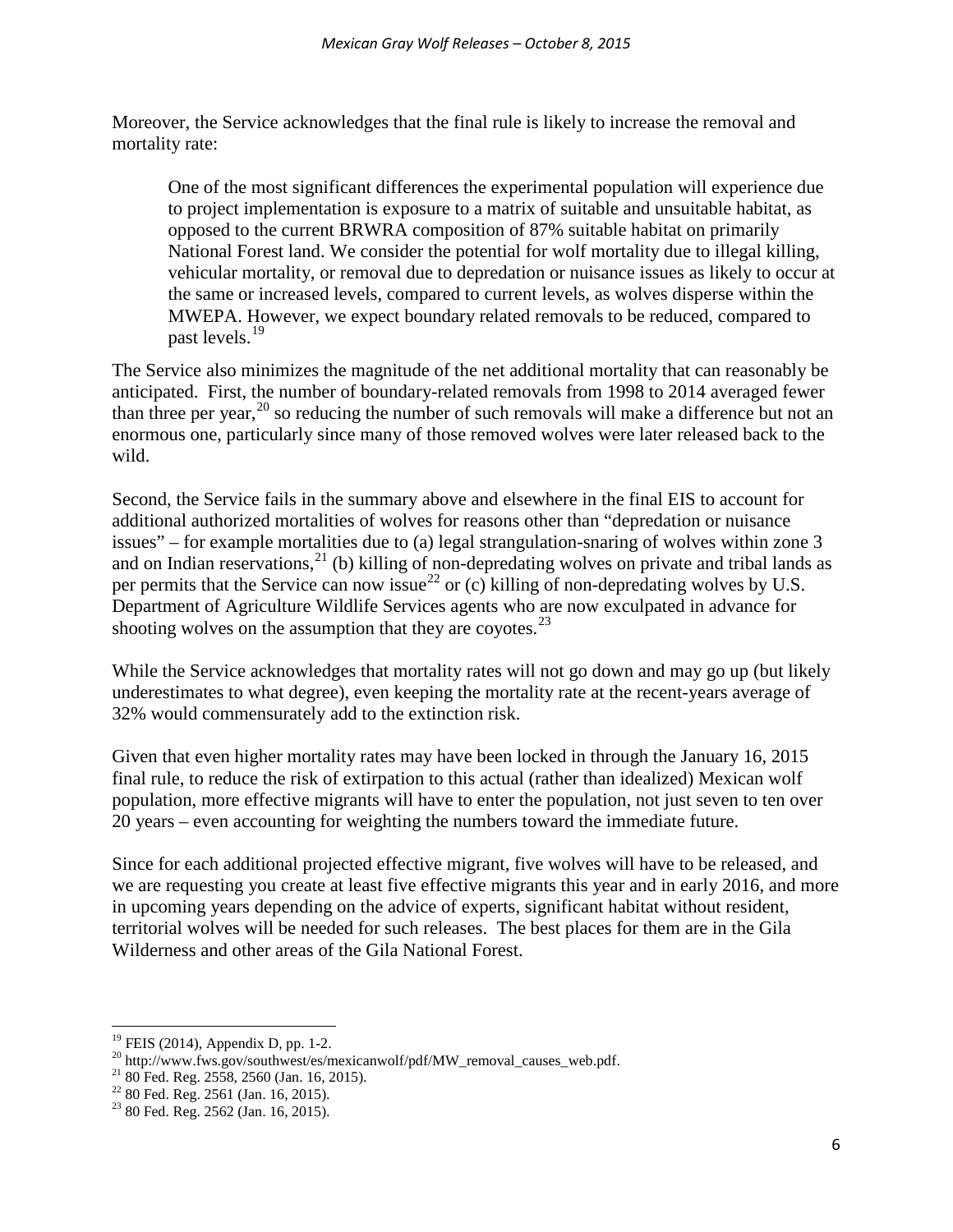Moreover, the Service acknowledges that the final rule is likely to increase the removal and mortality rate:

> One of the most significant differences the experimental population will experience due to project implementation is exposure to a matrix of suitable and unsuitable habitat, as opposed to the current BRWRA composition of 87% suitable habitat on primarily National Forest land. We consider the potential for wolf mortality due to illegal killing, vehicular mortality, or removal due to depredation or nuisance issues as likely to occur at the same or increased levels, compared to current levels, as wolves disperse within the MWEPA. However, we expect boundary related removals to be reduced, compared to past levels.[19]

The Service also minimizes the magnitude of the net additional mortality that can reasonably be anticipated. First, the number of boundary-related removals from 1998 to 2014 averaged fewer than three per year,[20] so reducing the number of such removals will make a difference but not an enormous one, particularly since many of those removed wolves were later released back to the wild.

Second, the Service fails in the summary above and elsewhere in the final EIS to account for additional authorized mortalities of wolves for reasons other than "depredation or nuisance issues" – for example mortalities due to (a) legal strangulation-snaring of wolves within zone 3 and on Indian reservations,[21] (b) killing of non-depredating wolves on private and tribal lands as per permits that the Service can now issue[22] or (c) killing of non-depredating wolves by U.S. Department of Agriculture Wildlife Services agents who are now exculpated in advance for shooting wolves on the assumption that they are coyotes.[23]

While the Service acknowledges that mortality rates will not go down and may go up (but likely underestimates to what degree), even keeping the mortality rate at the recent-years average of 32% would commensurately add to the extinction risk.

Given that even higher mortality rates may have been locked in through the January 16, 2015 final rule, to reduce the risk of extirpation to this actual (rather than idealized) Mexican wolf population, more effective migrants will have to enter the population, not just seven to ten over 20 years – even accounting for weighting the numbers toward the immediate future.

Since for each additional projected effective migrant, five wolves will have to be released, and we are requesting you create at least five effective migrants this year and in early 2016, and more in upcoming years depending on the advice of experts, significant habitat without resident, territorial wolves will be needed for such releases. The best places for them are in the Gila Wilderness and other areas of the Gila National Forest.

---

[19] FEIS (2014), Appendix D, pp. 1-2.

[20] http://www.fws.gov/southwest/es/mexicanwolf/pdf/MW_removal_causes_web.pdf.

[21] 80 Fed. Reg. 2558, 2560 (Jan. 16, 2015).

[22] 80 Fed. Reg. 2561 (Jan. 16, 2015).

[23] 80 Fed. Reg. 2562 (Jan. 16, 2015).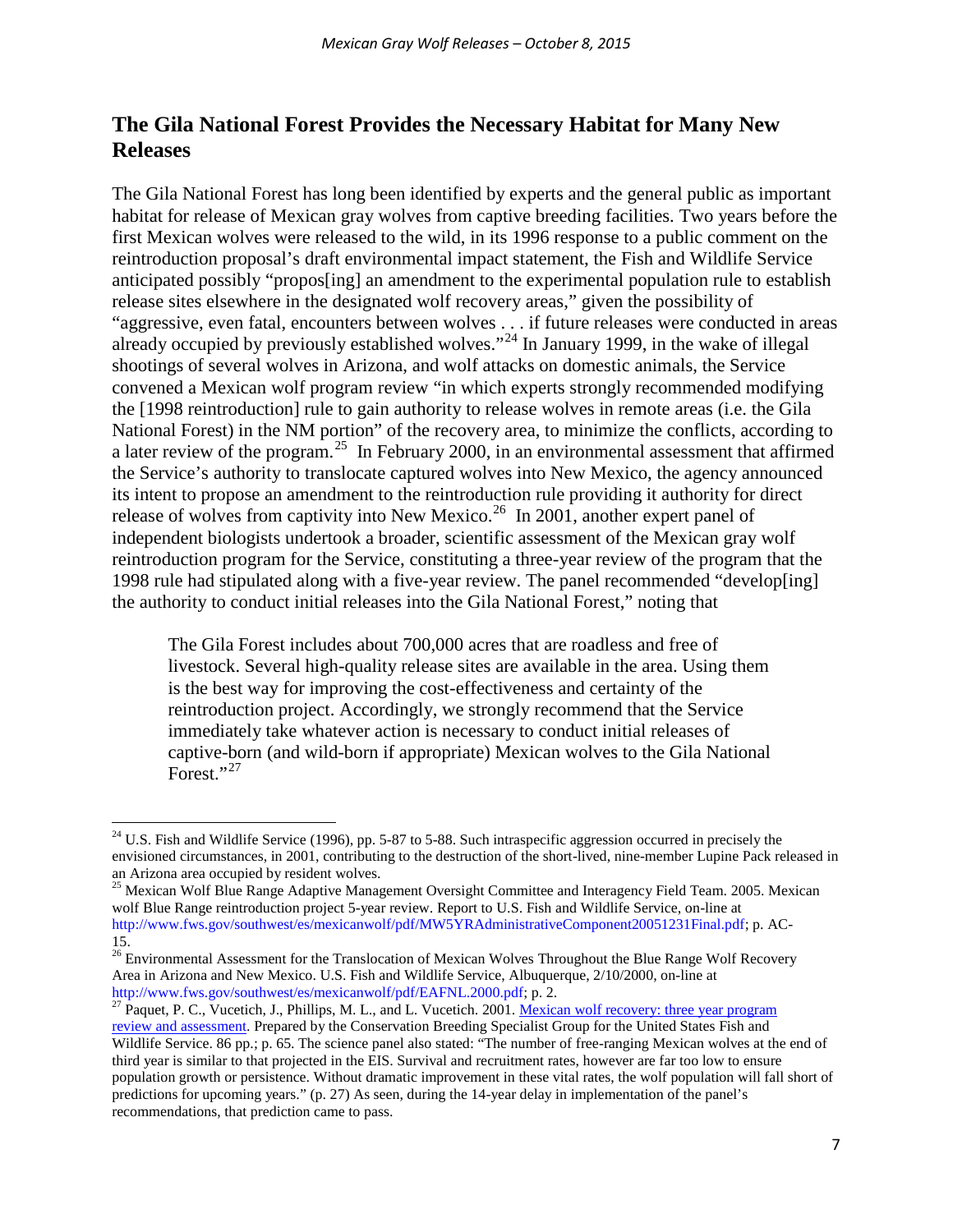## The Gila National Forest Provides the Necessary Habitat for Many New Releases

The Gila National Forest has long been identified by experts and the general public as important habitat for release of Mexican gray wolves from captive breeding facilities. Two years before the first Mexican wolves were released to the wild, in its 1996 response to a public comment on the reintroduction proposal's draft environmental impact statement, the Fish and Wildlife Service anticipated possibly "propos[ing] an amendment to the experimental population rule to establish release sites elsewhere in the designated wolf recovery areas," given the possibility of "aggressive, even fatal, encounters between wolves . . . if future releases were conducted in areas already occupied by previously established wolves."[24] In January 1999, in the wake of illegal shootings of several wolves in Arizona, and wolf attacks on domestic animals, the Service convened a Mexican wolf program review "in which experts strongly recommended modifying the [1998 reintroduction] rule to gain authority to release wolves in remote areas (i.e. the Gila National Forest) in the NM portion" of the recovery area, to minimize the conflicts, according to a later review of the program.[25] In February 2000, in an environmental assessment that affirmed the Service's authority to translocate captured wolves into New Mexico, the agency announced its intent to propose an amendment to the reintroduction rule providing it authority for direct release of wolves from captivity into New Mexico.[26] In 2001, another expert panel of independent biologists undertook a broader, scientific assessment of the Mexican gray wolf reintroduction program for the Service, constituting a three-year review of the program that the 1998 rule had stipulated along with a five-year review. The panel recommended "develop[ing] the authority to conduct initial releases into the Gila National Forest," noting that

> The Gila Forest includes about 700,000 acres that are roadless and free of livestock. Several high-quality release sites are available in the area. Using them is the best way for improving the cost-effectiveness and certainty of the reintroduction project. Accordingly, we strongly recommend that the Service immediately take whatever action is necessary to conduct initial releases of captive-born (and wild-born if appropriate) Mexican wolves to the Gila National Forest."[27]

---

[24] U.S. Fish and Wildlife Service (1996), pp. 5-87 to 5-88. Such intraspecific aggression occurred in precisely the envisioned circumstances, in 2001, contributing to the destruction of the short-lived, nine-member Lupine Pack released in an Arizona area occupied by resident wolves.

[25] Mexican Wolf Blue Range Adaptive Management Oversight Committee and Interagency Field Team. 2005. Mexican wolf Blue Range reintroduction project 5-year review. Report to U.S. Fish and Wildlife Service, on-line at http://www.fws.gov/southwest/es/mexicanwolf/pdf/MW5YRAdministrativeComponent20051231Final.pdf; p. AC-15.

[26] Environmental Assessment for the Translocation of Mexican Wolves Throughout the Blue Range Wolf Recovery Area in Arizona and New Mexico. U.S. Fish and Wildlife Service, Albuquerque, 2/10/2000, on-line at http://www.fws.gov/southwest/es/mexicanwolf/pdf/EAFNL.2000.pdf; p. 2.

[27] Paquet, P. C., Vucetich, J., Phillips, M. L., and L. Vucetich. 2001. Mexican wolf recovery: three year program review and assessment. Prepared by the Conservation Breeding Specialist Group for the United States Fish and Wildlife Service. 86 pp.; p. 65. The science panel also stated: "The number of free-ranging Mexican wolves at the end of third year is similar to that projected in the EIS. Survival and recruitment rates, however are far too low to ensure population growth or persistence. Without dramatic improvement in these vital rates, the wolf population will fall short of predictions for upcoming years." (p. 27) As seen, during the 14-year delay in implementation of the panel's recommendations, that prediction came to pass.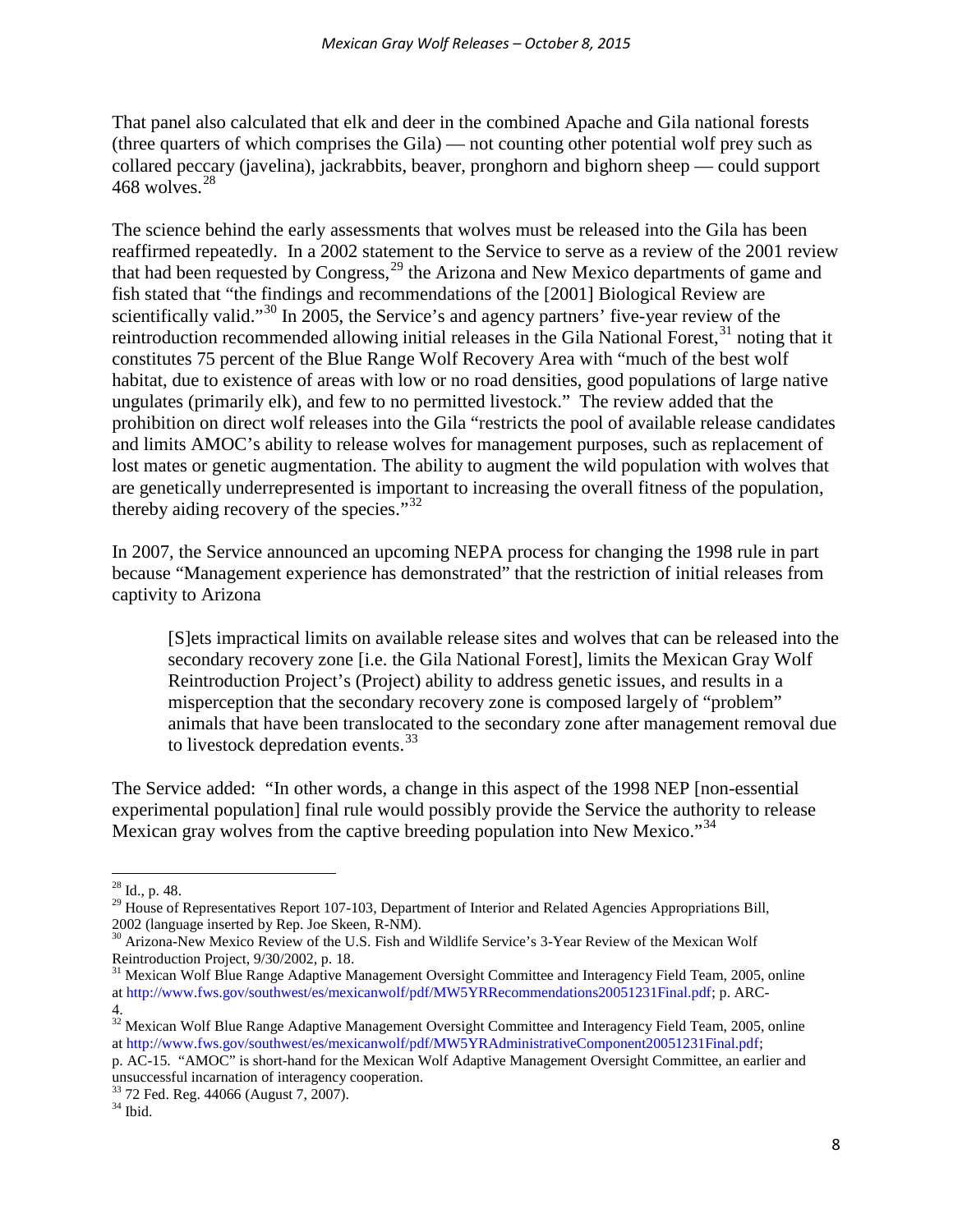That panel also calculated that elk and deer in the combined Apache and Gila national forests (three quarters of which comprises the Gila) — not counting other potential wolf prey such as collared peccary (javelina), jackrabbits, beaver, pronghorn and bighorn sheep — could support 468 wolves.[28]

The science behind the early assessments that wolves must be released into the Gila has been reaffirmed repeatedly. In a 2002 statement to the Service to serve as a review of the 2001 review that had been requested by Congress,[29] the Arizona and New Mexico departments of game and fish stated that "the findings and recommendations of the [2001] Biological Review are scientifically valid."[30] In 2005, the Service's and agency partners' five-year review of the reintroduction recommended allowing initial releases in the Gila National Forest,[31] noting that it constitutes 75 percent of the Blue Range Wolf Recovery Area with "much of the best wolf habitat, due to existence of areas with low or no road densities, good populations of large native ungulates (primarily elk), and few to no permitted livestock." The review added that the prohibition on direct wolf releases into the Gila "restricts the pool of available release candidates and limits AMOC's ability to release wolves for management purposes, such as replacement of lost mates or genetic augmentation. The ability to augment the wild population with wolves that are genetically underrepresented is important to increasing the overall fitness of the population, thereby aiding recovery of the species."[32]

In 2007, the Service announced an upcoming NEPA process for changing the 1998 rule in part because "Management experience has demonstrated" that the restriction of initial releases from captivity to Arizona

> [S]ets impractical limits on available release sites and wolves that can be released into the secondary recovery zone [i.e. the Gila National Forest], limits the Mexican Gray Wolf Reintroduction Project's (Project) ability to address genetic issues, and results in a misperception that the secondary recovery zone is composed largely of "problem" animals that have been translocated to the secondary zone after management removal due to livestock depredation events.[33]

The Service added: "In other words, a change in this aspect of the 1998 NEP [non-essential experimental population] final rule would possibly provide the Service the authority to release Mexican gray wolves from the captive breeding population into New Mexico."[34]

---

[28] Id., p. 48.

[29] House of Representatives Report 107-103, Department of Interior and Related Agencies Appropriations Bill, 2002 (language inserted by Rep. Joe Skeen, R-NM).

[30] Arizona-New Mexico Review of the U.S. Fish and Wildlife Service's 3-Year Review of the Mexican Wolf Reintroduction Project, 9/30/2002, p. 18.

[31] Mexican Wolf Blue Range Adaptive Management Oversight Committee and Interagency Field Team, 2005, online at http://www.fws.gov/southwest/es/mexicanwolf/pdf/MW5YRRecommendations20051231Final.pdf; p. ARC-4.

[32] Mexican Wolf Blue Range Adaptive Management Oversight Committee and Interagency Field Team, 2005, online at http://www.fws.gov/southwest/es/mexicanwolf/pdf/MW5YRAdministrativeComponent20051231Final.pdf; p. AC-15. "AMOC" is short-hand for the Mexican Wolf Adaptive Management Oversight Committee, an earlier and unsuccessful incarnation of interagency cooperation.

[33] 72 Fed. Reg. 44066 (August 7, 2007).

[34] Ibid.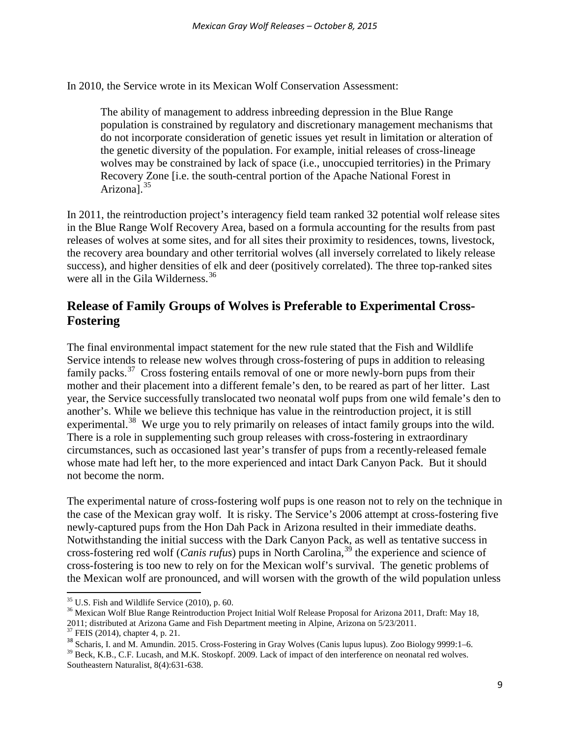In 2010, the Service wrote in its Mexican Wolf Conservation Assessment:

> The ability of management to address inbreeding depression in the Blue Range population is constrained by regulatory and discretionary management mechanisms that do not incorporate consideration of genetic issues yet result in limitation or alteration of the genetic diversity of the population. For example, initial releases of cross-lineage wolves may be constrained by lack of space (i.e., unoccupied territories) in the Primary Recovery Zone [i.e. the south-central portion of the Apache National Forest in Arizona].[35]

In 2011, the reintroduction project's interagency field team ranked 32 potential wolf release sites in the Blue Range Wolf Recovery Area, based on a formula accounting for the results from past releases of wolves at some sites, and for all sites their proximity to residences, towns, livestock, the recovery area boundary and other territorial wolves (all inversely correlated to likely release success), and higher densities of elk and deer (positively correlated). The three top-ranked sites were all in the Gila Wilderness.[36]

## Release of Family Groups of Wolves is Preferable to Experimental Cross-Fostering

The final environmental impact statement for the new rule stated that the Fish and Wildlife Service intends to release new wolves through cross-fostering of pups in addition to releasing family packs.[37] Cross fostering entails removal of one or more newly-born pups from their mother and their placement into a different female's den, to be reared as part of her litter. Last year, the Service successfully translocated two neonatal wolf pups from one wild female's den to another's. While we believe this technique has value in the reintroduction project, it is still experimental.[38] We urge you to rely primarily on releases of intact family groups into the wild. There is a role in supplementing such group releases with cross-fostering in extraordinary circumstances, such as occasioned last year's transfer of pups from a recently-released female whose mate had left her, to the more experienced and intact Dark Canyon Pack. But it should not become the norm.

The experimental nature of cross-fostering wolf pups is one reason not to rely on the technique in the case of the Mexican gray wolf. It is risky. The Service's 2006 attempt at cross-fostering five newly-captured pups from the Hon Dah Pack in Arizona resulted in their immediate deaths. Notwithstanding the initial success with the Dark Canyon Pack, as well as tentative success in cross-fostering red wolf (*Canis rufus*) pups in North Carolina,[39] the experience and science of cross-fostering is too new to rely on for the Mexican wolf's survival. The genetic problems of the Mexican wolf are pronounced, and will worsen with the growth of the wild population unless

---

[35] U.S. Fish and Wildlife Service (2010), p. 60.

[36] Mexican Wolf Blue Range Reintroduction Project Initial Wolf Release Proposal for Arizona 2011, Draft: May 18, 2011; distributed at Arizona Game and Fish Department meeting in Alpine, Arizona on 5/23/2011.

[37] FEIS (2014), chapter 4, p. 21.

[38] Scharis, I. and M. Amundin. 2015. Cross-Fostering in Gray Wolves (Canis lupus lupus). Zoo Biology 9999:1–6.

[39] Beck, K.B., C.F. Lucash, and M.K. Stoskopf. 2009. Lack of impact of den interference on neonatal red wolves. Southeastern Naturalist, 8(4):631-638.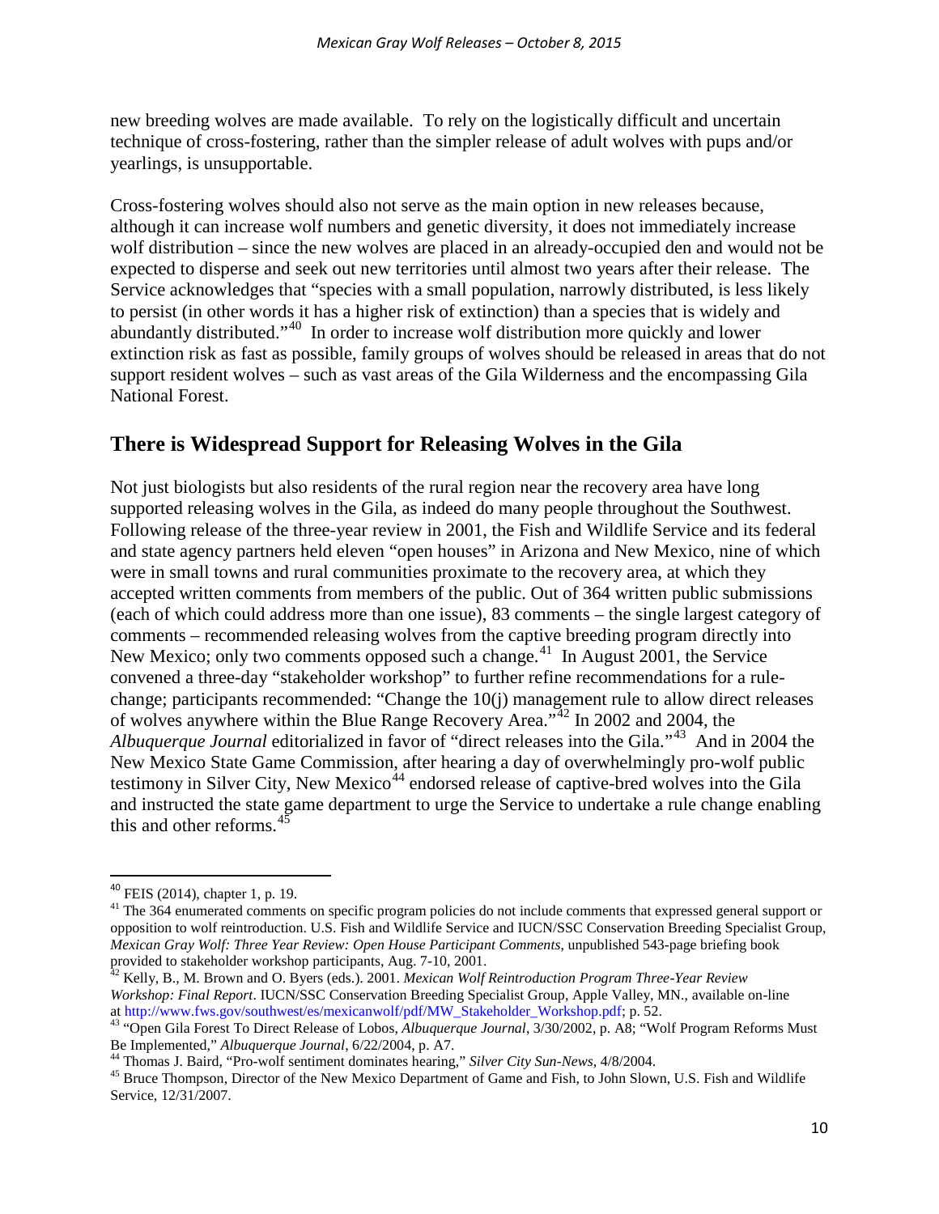new breeding wolves are made available. To rely on the logistically difficult and uncertain technique of cross-fostering, rather than the simpler release of adult wolves with pups and/or yearlings, is unsupportable.

Cross-fostering wolves should also not serve as the main option in new releases because, although it can increase wolf numbers and genetic diversity, it does not immediately increase wolf distribution – since the new wolves are placed in an already-occupied den and would not be expected to disperse and seek out new territories until almost two years after their release. The Service acknowledges that "species with a small population, narrowly distributed, is less likely to persist (in other words it has a higher risk of extinction) than a species that is widely and abundantly distributed."[40] In order to increase wolf distribution more quickly and lower extinction risk as fast as possible, family groups of wolves should be released in areas that do not support resident wolves – such as vast areas of the Gila Wilderness and the encompassing Gila National Forest.

## There is Widespread Support for Releasing Wolves in the Gila

Not just biologists but also residents of the rural region near the recovery area have long supported releasing wolves in the Gila, as indeed do many people throughout the Southwest. Following release of the three-year review in 2001, the Fish and Wildlife Service and its federal and state agency partners held eleven "open houses" in Arizona and New Mexico, nine of which were in small towns and rural communities proximate to the recovery area, at which they accepted written comments from members of the public. Out of 364 written public submissions (each of which could address more than one issue), 83 comments – the single largest category of comments – recommended releasing wolves from the captive breeding program directly into New Mexico; only two comments opposed such a change.[41] In August 2001, the Service convened a three-day "stakeholder workshop" to further refine recommendations for a rule-change; participants recommended: "Change the 10(j) management rule to allow direct releases of wolves anywhere within the Blue Range Recovery Area."[42] In 2002 and 2004, the *Albuquerque Journal* editorialized in favor of "direct releases into the Gila."[43] And in 2004 the New Mexico State Game Commission, after hearing a day of overwhelmingly pro-wolf public testimony in Silver City, New Mexico[44] endorsed release of captive-bred wolves into the Gila and instructed the state game department to urge the Service to undertake a rule change enabling this and other reforms.[45]

---

[40] FEIS (2014), chapter 1, p. 19.

[41] The 364 enumerated comments on specific program policies do not include comments that expressed general support or opposition to wolf reintroduction. U.S. Fish and Wildlife Service and IUCN/SSC Conservation Breeding Specialist Group, *Mexican Gray Wolf: Three Year Review: Open House Participant Comments*, unpublished 543-page briefing book provided to stakeholder workshop participants, Aug. 7-10, 2001.

[42] Kelly, B., M. Brown and O. Byers (eds.). 2001. *Mexican Wolf Reintroduction Program Three-Year Review Workshop: Final Report*. IUCN/SSC Conservation Breeding Specialist Group, Apple Valley, MN., available on-line at http://www.fws.gov/southwest/es/mexicanwolf/pdf/MW_Stakeholder_Workshop.pdf; p. 52.

[43] "Open Gila Forest To Direct Release of Lobos, *Albuquerque Journal*, 3/30/2002, p. A8; "Wolf Program Reforms Must Be Implemented," *Albuquerque Journal*, 6/22/2004, p. A7.

[44] Thomas J. Baird, "Pro-wolf sentiment dominates hearing," *Silver City Sun-News*, 4/8/2004.

[45] Bruce Thompson, Director of the New Mexico Department of Game and Fish, to John Slown, U.S. Fish and Wildlife Service, 12/31/2007.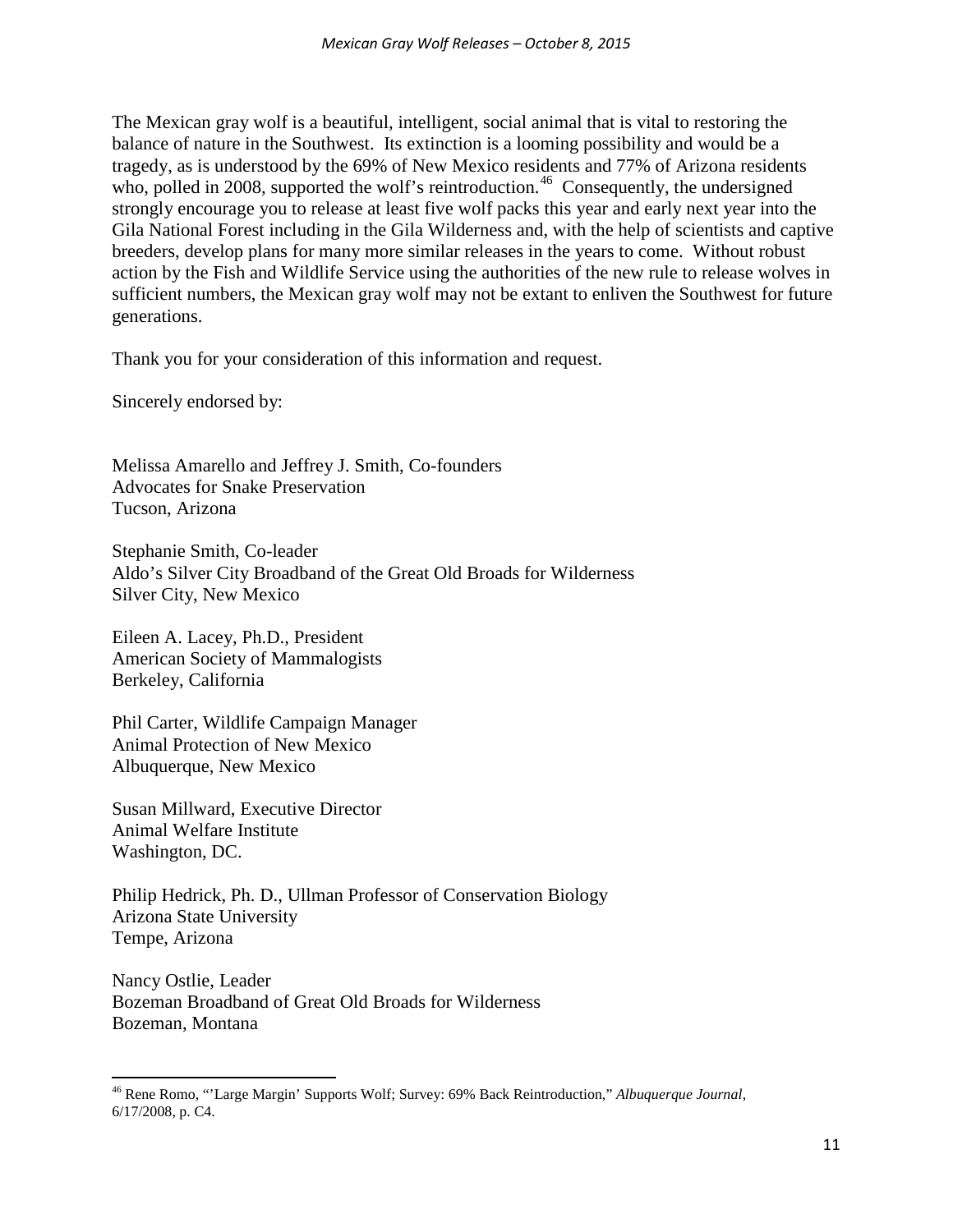The Mexican gray wolf is a beautiful, intelligent, social animal that is vital to restoring the balance of nature in the Southwest. Its extinction is a looming possibility and would be a tragedy, as is understood by the 69% of New Mexico residents and 77% of Arizona residents who, polled in 2008, supported the wolf's reintroduction.[46] Consequently, the undersigned strongly encourage you to release at least five wolf packs this year and early next year into the Gila National Forest including in the Gila Wilderness and, with the help of scientists and captive breeders, develop plans for many more similar releases in the years to come. Without robust action by the Fish and Wildlife Service using the authorities of the new rule to release wolves in sufficient numbers, the Mexican gray wolf may not be extant to enliven the Southwest for future generations.

Thank you for your consideration of this information and request.

Sincerely endorsed by:

Melissa Amarello and Jeffrey J. Smith, Co-founders
Advocates for Snake Preservation
Tucson, Arizona

Stephanie Smith, Co-leader
Aldo's Silver City Broadband of the Great Old Broads for Wilderness
Silver City, New Mexico

Eileen A. Lacey, Ph.D., President
American Society of Mammalogists
Berkeley, California

Phil Carter, Wildlife Campaign Manager
Animal Protection of New Mexico
Albuquerque, New Mexico

Susan Millward, Executive Director
Animal Welfare Institute
Washington, DC.

Philip Hedrick, Ph. D., Ullman Professor of Conservation Biology
Arizona State University
Tempe, Arizona

Nancy Ostlie, Leader
Bozeman Broadband of Great Old Broads for Wilderness
Bozeman, Montana

[46] Rene Romo, "'Large Margin' Supports Wolf; Survey: 69% Back Reintroduction," *Albuquerque Journal*, 6/17/2008, p. C4.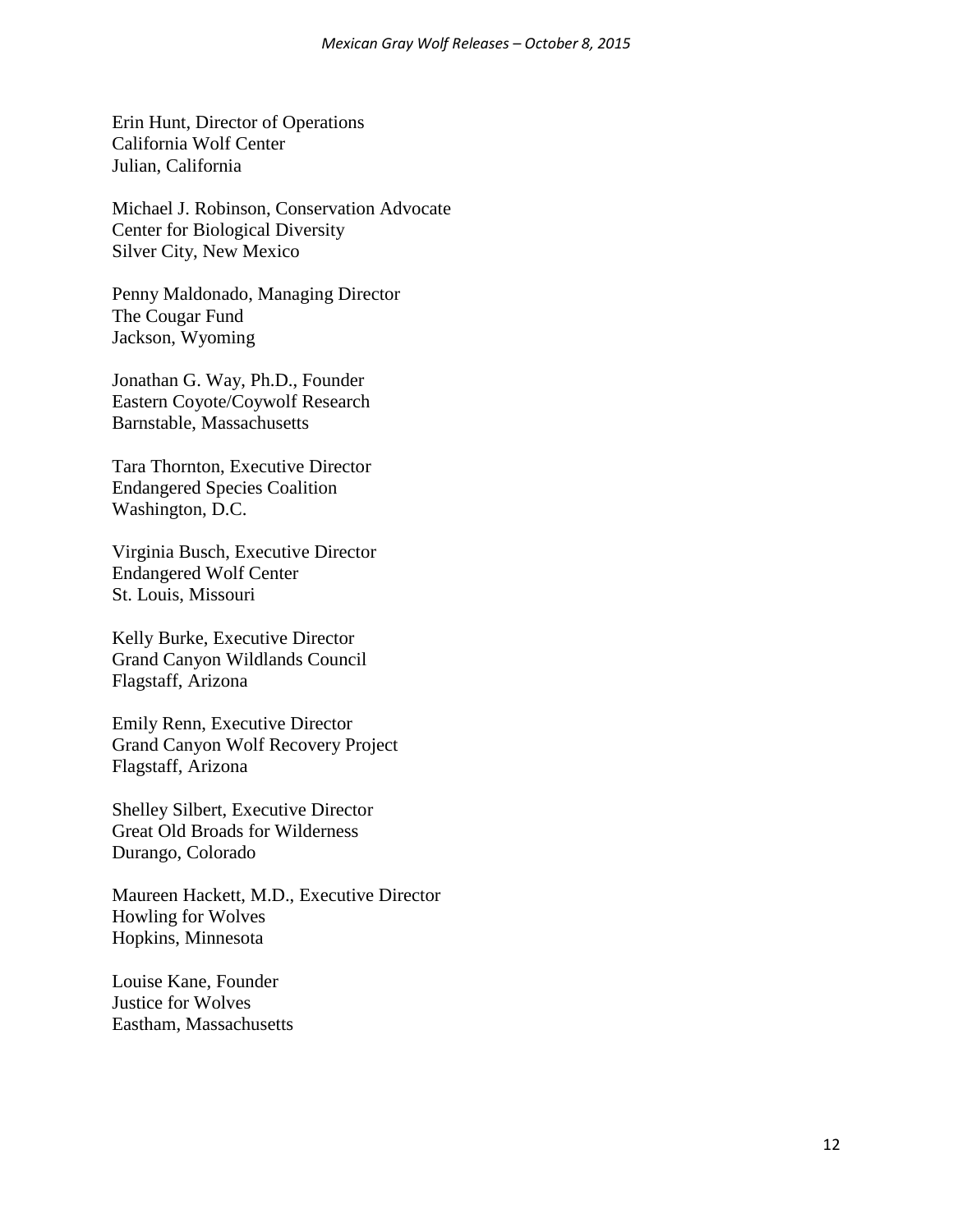Erin Hunt, Director of Operations
California Wolf Center
Julian, California

Michael J. Robinson, Conservation Advocate
Center for Biological Diversity
Silver City, New Mexico

Penny Maldonado, Managing Director
The Cougar Fund
Jackson, Wyoming

Jonathan G. Way, Ph.D., Founder
Eastern Coyote/Coywolf Research
Barnstable, Massachusetts

Tara Thornton, Executive Director
Endangered Species Coalition
Washington, D.C.

Virginia Busch, Executive Director
Endangered Wolf Center
St. Louis, Missouri

Kelly Burke, Executive Director
Grand Canyon Wildlands Council
Flagstaff, Arizona

Emily Renn, Executive Director
Grand Canyon Wolf Recovery Project
Flagstaff, Arizona

Shelley Silbert, Executive Director
Great Old Broads for Wilderness
Durango, Colorado

Maureen Hackett, M.D., Executive Director
Howling for Wolves
Hopkins, Minnesota

Louise Kane, Founder
Justice for Wolves
Eastham, Massachusetts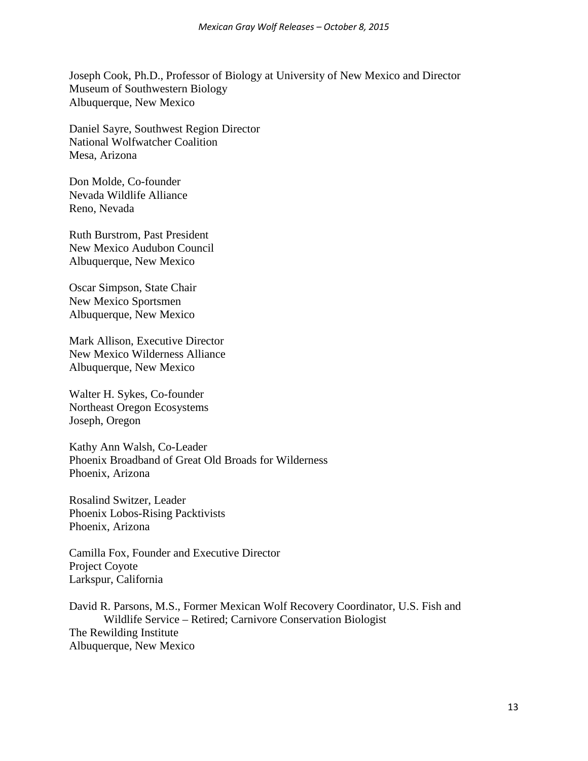Joseph Cook, Ph.D., Professor of Biology at University of New Mexico and Director
Museum of Southwestern Biology
Albuquerque, New Mexico

Daniel Sayre, Southwest Region Director
National Wolfwatcher Coalition
Mesa, Arizona

Don Molde, Co-founder
Nevada Wildlife Alliance
Reno, Nevada

Ruth Burstrom, Past President
New Mexico Audubon Council
Albuquerque, New Mexico

Oscar Simpson, State Chair
New Mexico Sportsmen
Albuquerque, New Mexico

Mark Allison, Executive Director
New Mexico Wilderness Alliance
Albuquerque, New Mexico

Walter H. Sykes, Co-founder
Northeast Oregon Ecosystems
Joseph, Oregon

Kathy Ann Walsh, Co-Leader
Phoenix Broadband of Great Old Broads for Wilderness
Phoenix, Arizona

Rosalind Switzer, Leader
Phoenix Lobos-Rising Packtivists
Phoenix, Arizona

Camilla Fox, Founder and Executive Director
Project Coyote
Larkspur, California

David R. Parsons, M.S., Former Mexican Wolf Recovery Coordinator, U.S. Fish and Wildlife Service – Retired; Carnivore Conservation Biologist
The Rewilding Institute
Albuquerque, New Mexico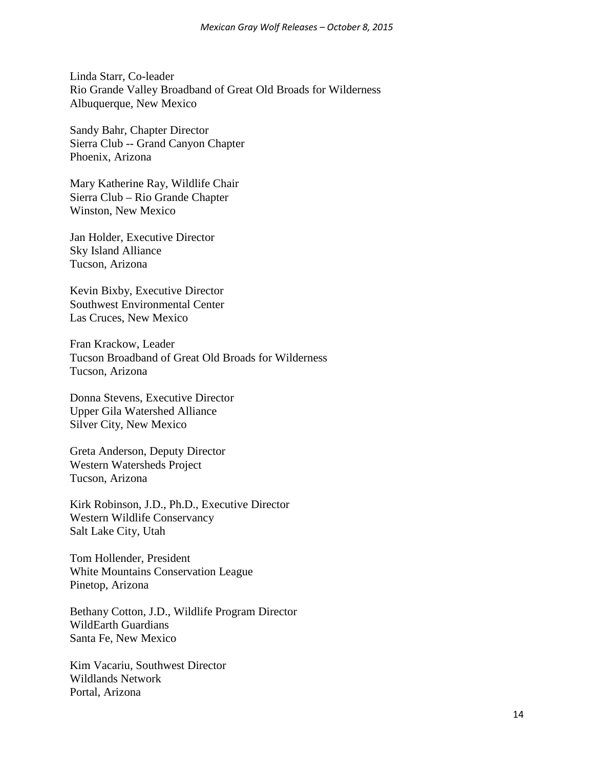Linda Starr, Co-leader
Rio Grande Valley Broadband of Great Old Broads for Wilderness
Albuquerque, New Mexico

Sandy Bahr, Chapter Director
Sierra Club -- Grand Canyon Chapter
Phoenix, Arizona

Mary Katherine Ray, Wildlife Chair
Sierra Club – Rio Grande Chapter
Winston, New Mexico

Jan Holder, Executive Director
Sky Island Alliance
Tucson, Arizona

Kevin Bixby, Executive Director
Southwest Environmental Center
Las Cruces, New Mexico

Fran Krackow, Leader
Tucson Broadband of Great Old Broads for Wilderness
Tucson, Arizona

Donna Stevens, Executive Director
Upper Gila Watershed Alliance
Silver City, New Mexico

Greta Anderson, Deputy Director
Western Watersheds Project
Tucson, Arizona

Kirk Robinson, J.D., Ph.D., Executive Director
Western Wildlife Conservancy
Salt Lake City, Utah

Tom Hollender, President
White Mountains Conservation League
Pinetop, Arizona

Bethany Cotton, J.D., Wildlife Program Director
WildEarth Guardians
Santa Fe, New Mexico

Kim Vacariu, Southwest Director
Wildlands Network
Portal, Arizona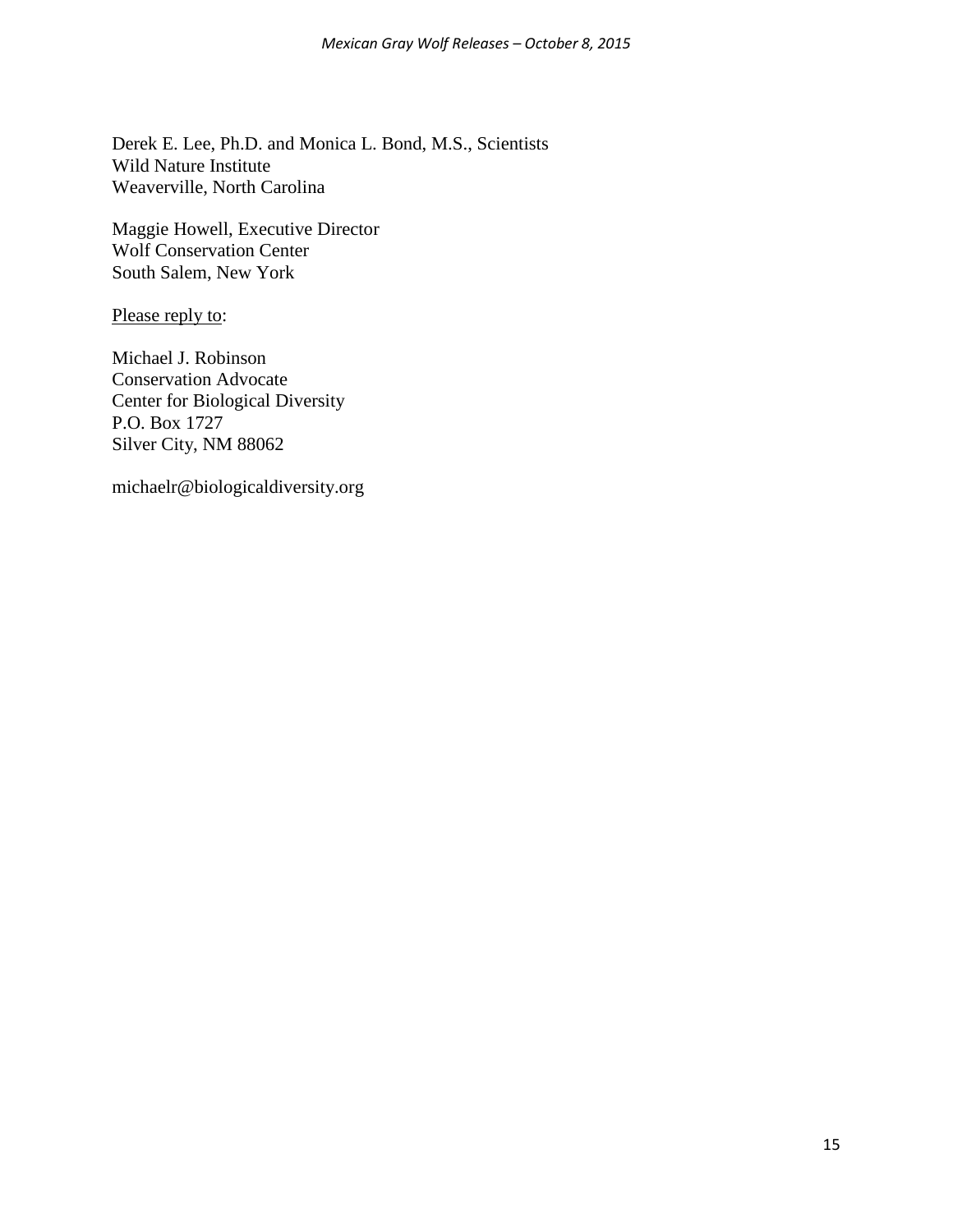Derek E. Lee, Ph.D. and Monica L. Bond, M.S., Scientists
Wild Nature Institute
Weaverville, North Carolina

Maggie Howell, Executive Director
Wolf Conservation Center
South Salem, New York

Please reply to:

Michael J. Robinson
Conservation Advocate
Center for Biological Diversity
P.O. Box 1727
Silver City, NM 88062

michaelr@biologicaldiversity.org